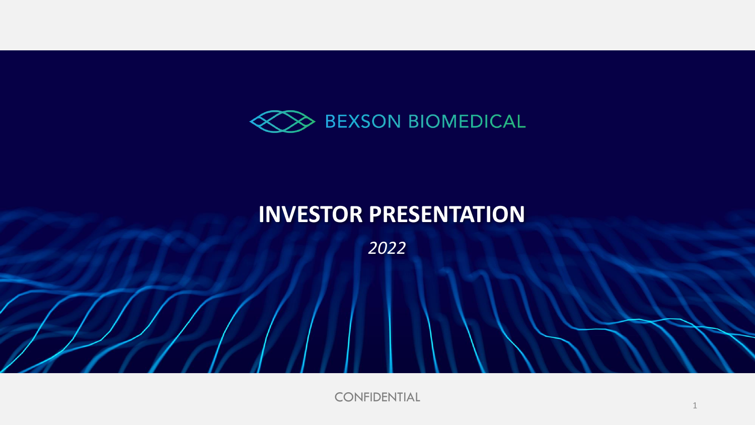BEXSON BIOMEDICAL

# INVESTOR PRESENTATION

*2022*

CONFIDENTIAL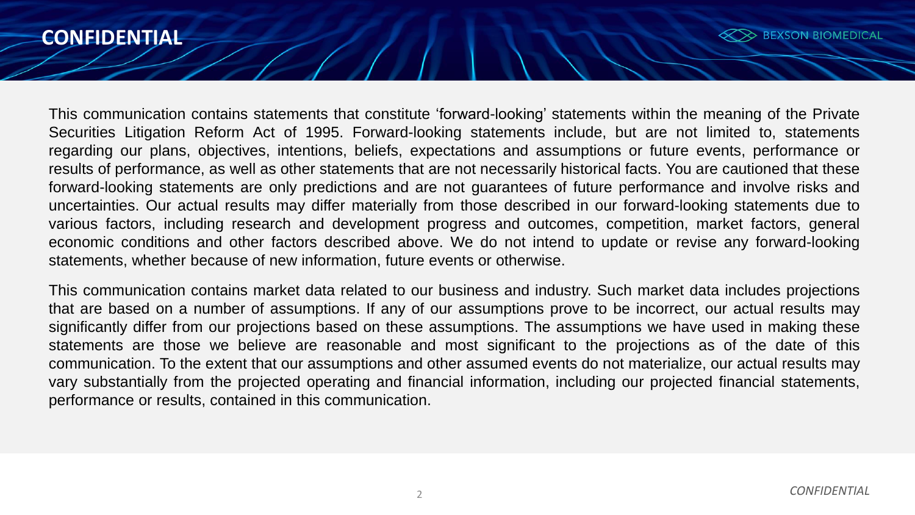This communication contains statements that constitute 'forward-looking' statements within the meaning of the Private Securities Litigation Reform Act of 1995. Forward-looking statements include, but are not limited to, statements regarding our plans, objectives, intentions, beliefs, expectations and assumptions or future events, performance or results of performance, as well as other statements that are not necessarily historical facts. You are cautioned that these forward-looking statements are only predictions and are not guarantees of future performance and involve risks and uncertainties. Our actual results may differ materially from those described in our forward-looking statements due to various factors, including research and development progress and outcomes, competition, market factors, general economic conditions and other factors described above. We do not intend to update or revise any forward-looking statements, whether because of new information, future events or otherwise.

This communication contains market data related to our business and industry. Such market data includes projections that are based on a number of assumptions. If any of our assumptions prove to be incorrect, our actual results may significantly differ from our projections based on these assumptions. The assumptions we have used in making these statements are those we believe are reasonable and most significant to the projections as of the date of this communication. To the extent that our assumptions and other assumed events do not materialize, our actual results may vary substantially from the projected operating and financial information, including our projected financial statements, performance or results, contained in this communication.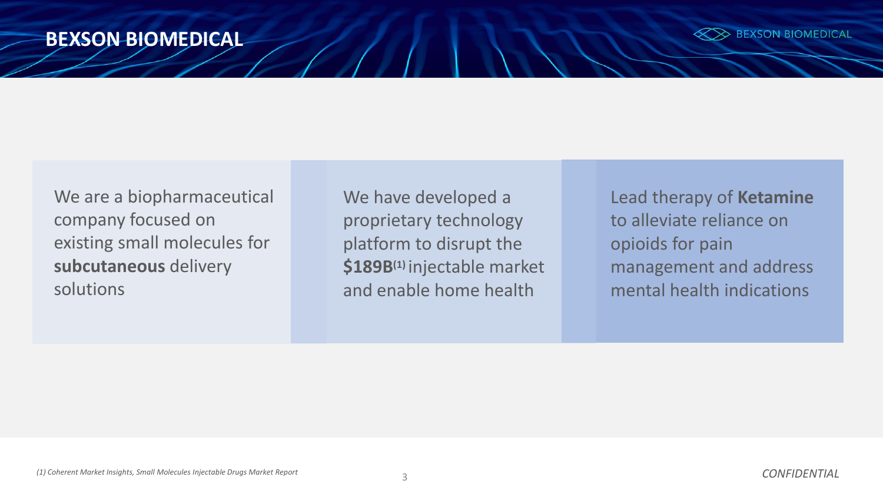# BEXSON BIOMEDICAL

We are a biopharmaceutical company focused on existing small molecules for **subcutaneous** delivery solutions

We have developed a proprietary technology platform to disrupt the **$189B**[1] injectable market and enable home health

Lead therapy of **Ketamine** to alleviate reliance on opioids for pain management and address mental health indications

*(1) Coherent Market Insights, Small Molecules Injectable Drugs Market Report*

*CONFIDENTIAL*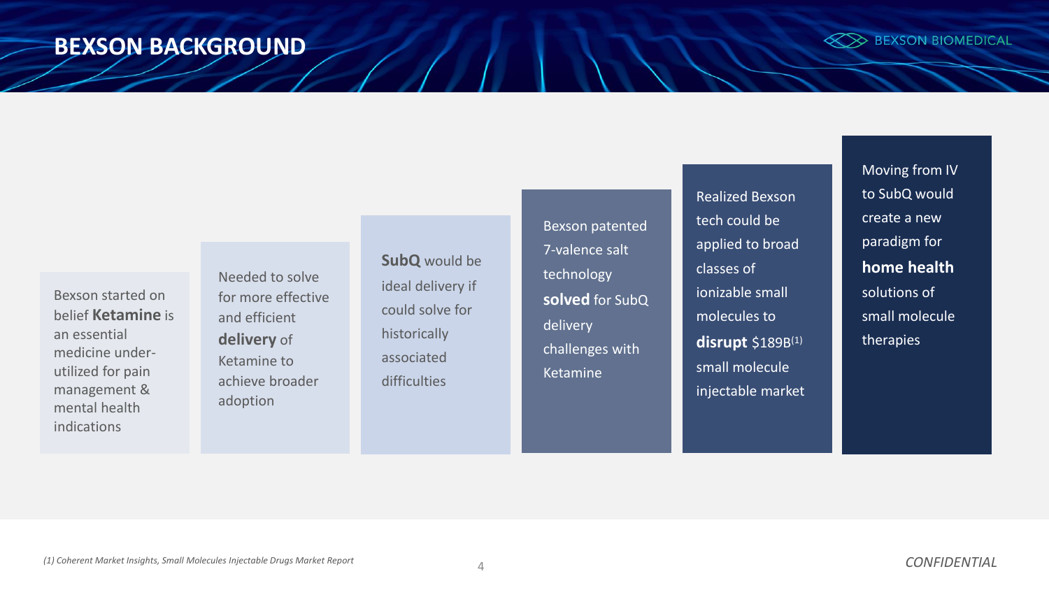# BEXSON BACKGROUND

Bexson started on belief **Ketamine** is an essential medicine under-utilized for pain management & mental health indications

Needed to solve for more effective and efficient **delivery** of Ketamine to achieve broader adoption

**SubQ** would be ideal delivery if could solve for historically associated difficulties

Bexson patented 7-valence salt technology **solved** for SubQ delivery challenges with Ketamine

Realized Bexson tech could be applied to broad classes of ionizable small molecules to **disrupt** $189B[1] small molecule injectable market

Moving from IV to SubQ would create a new paradigm for **home health** solutions of small molecule therapies

*(1) Coherent Market Insights, Small Molecules Injectable Drugs Market Report*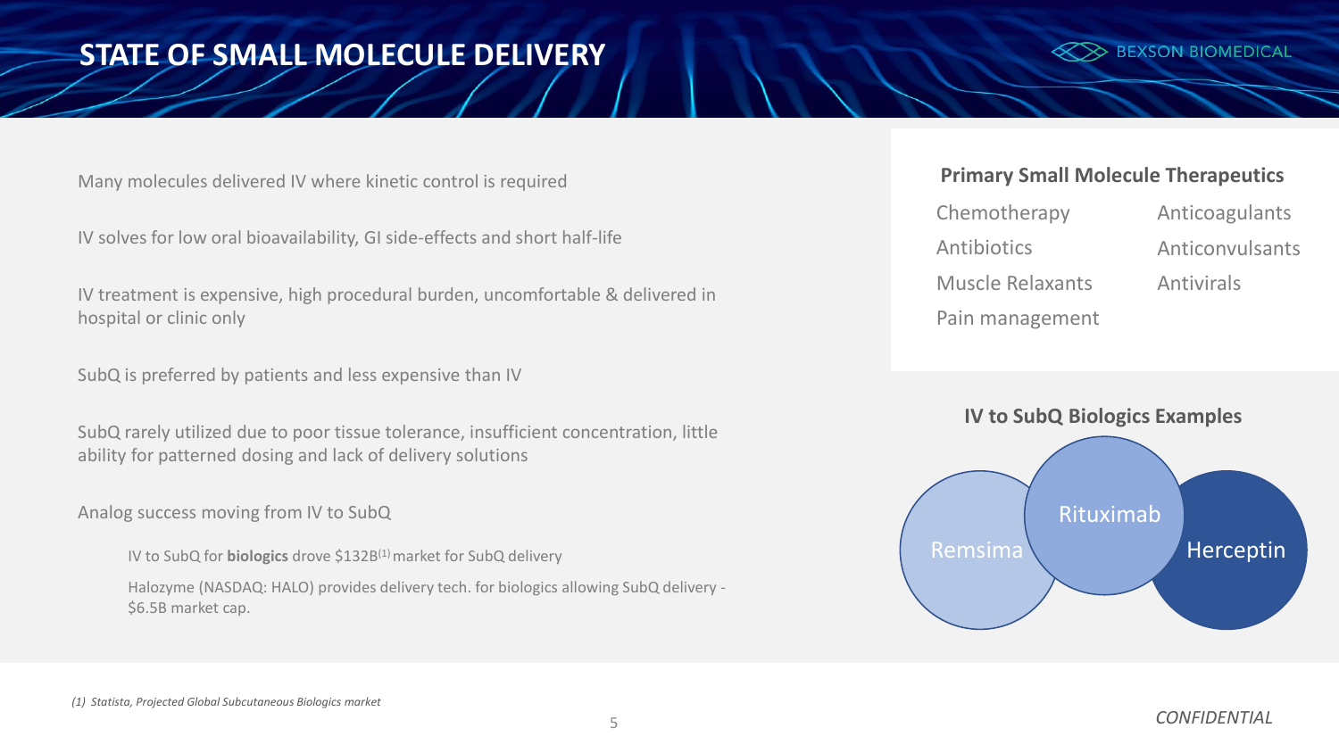# STATE OF SMALL MOLECULE DELIVERY

Many molecules delivered IV where kinetic control is required

IV solves for low oral bioavailability, GI side-effects and short half-life

IV treatment is expensive, high procedural burden, uncomfortable & delivered in hospital or clinic only

SubQ is preferred by patients and less expensive than IV

SubQ rarely utilized due to poor tissue tolerance, insufficient concentration, little ability for patterned dosing and lack of delivery solutions

Analog success moving from IV to SubQ

- IV to SubQ for **biologics** drove $132B[(1)] market for SubQ delivery
- Halozyme (NASDAQ: HALO) provides delivery tech. for biologics allowing SubQ delivery - $6.5B market cap.

## Primary Small Molecule Therapeutics

- Chemotherapy
- Antibiotics
- Muscle Relaxants
- Pain management
- Anticoagulants
- Anticonvulsants
- Antivirals

## IV to SubQ Biologics Examples

- Remsima
- Rituximab
- Herceptin

*(1) Statista, Projected Global Subcutaneous Biologics market*

*CONFIDENTIAL*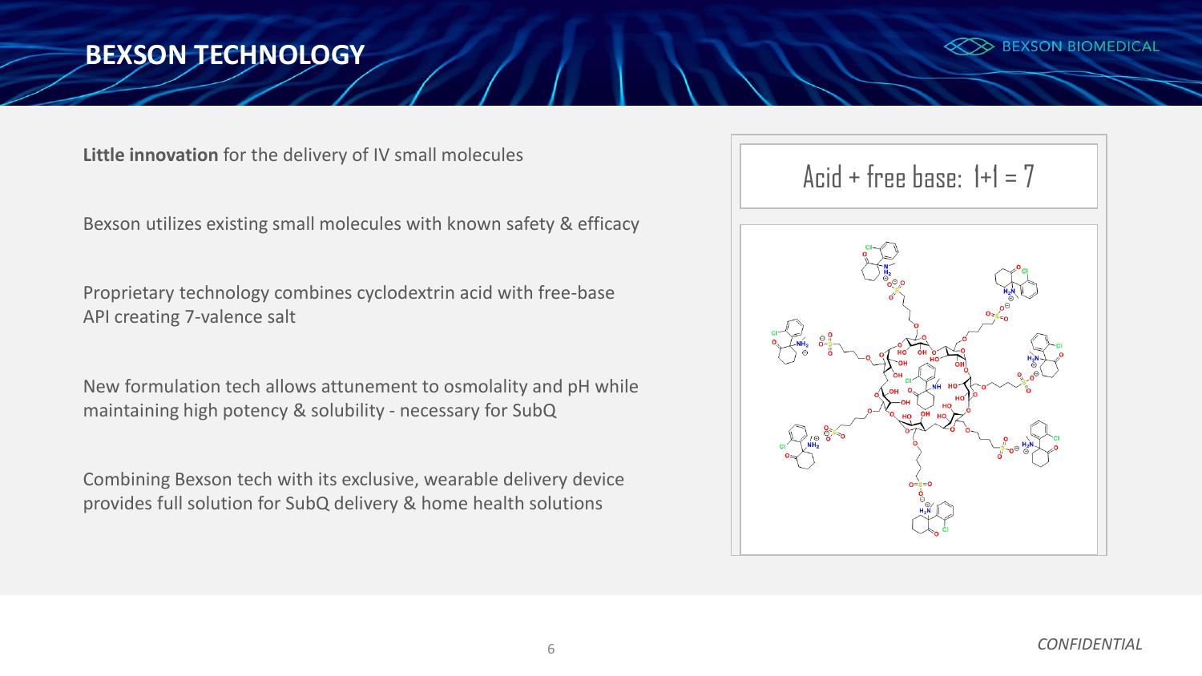# BEXSON TECHNOLOGY

**Little innovation** for the delivery of IV small molecules

Bexson utilizes existing small molecules with known safety & efficacy

Proprietary technology combines cyclodextrin acid with free-base API creating 7-valence salt

New formulation tech allows attunement to osmolality and pH while maintaining high potency & solubility - necessary for SubQ

Combining Bexson tech with its exclusive, wearable delivery device provides full solution for SubQ delivery & home health solutions

Acid + free base: 1+1 = 7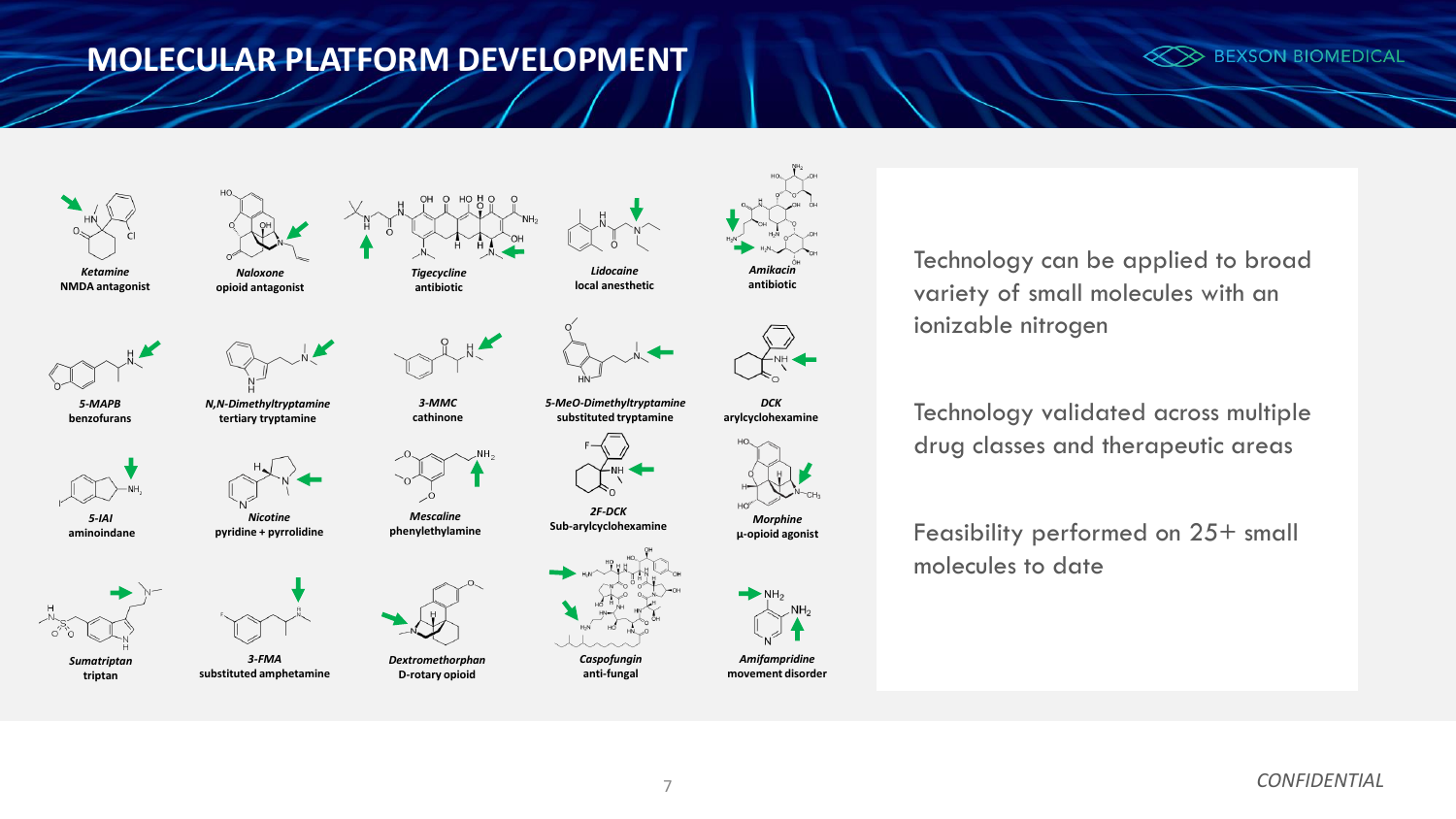# MOLECULAR PLATFORM DEVELOPMENT

***Ketamine***
**NMDA antagonist**

***Naloxone***
**opioid antagonist**

***Tigecycline***
**antibiotic**

***Lidocaine***
**local anesthetic**

***Amikacin***
**antibiotic**

***5-MAPB***
**benzofurans**

***N,N-Dimethyltryptamine***
**tertiary tryptamine**

***3-MMC***
**cathinone**

***5-MeO-Dimethyltryptamine***
**substituted tryptamine**

***DCK***
**arylcyclohexamine**

***5-IAI***
**aminoindane**

***Nicotine***
**pyridine + pyrrolidine**

***Mescaline***
**phenylethylamine**

***2F-DCK***
**Sub-arylcyclohexamine**

***Morphine***
**µ-opioid agonist**

***Sumatriptan***
**triptan**

***3-FMA***
**substituted amphetamine**

***Dextromethorphan***
**D-rotary opioid**

***Caspofungin***
**anti-fungal**

***Amifampridine***
**movement disorder**

Technology can be applied to broad variety of small molecules with an ionizable nitrogen

Technology validated across multiple drug classes and therapeutic areas

Feasibility performed on 25+ small molecules to date

*CONFIDENTIAL*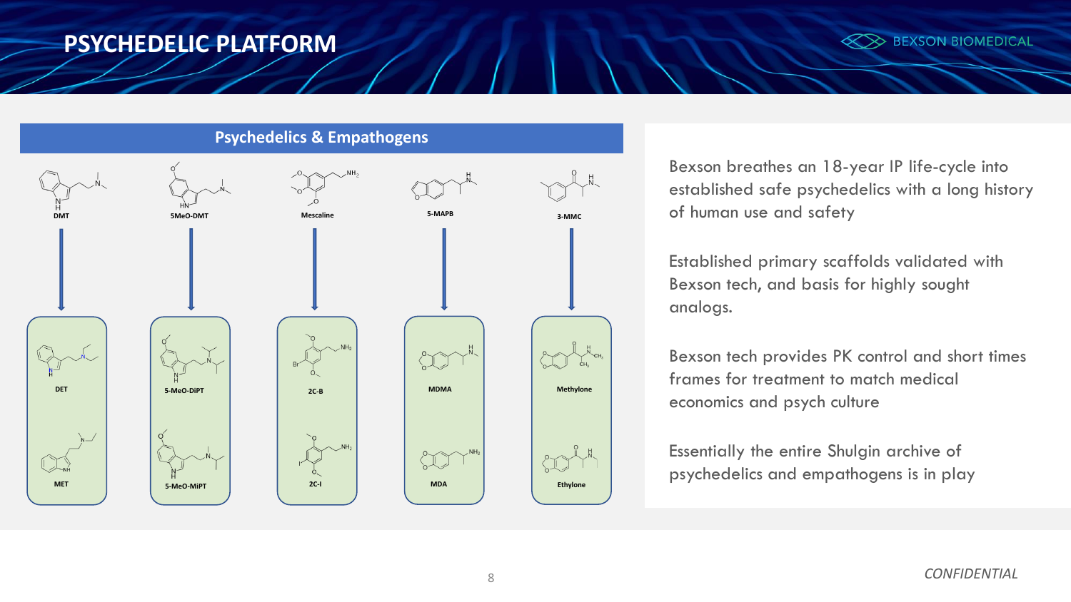# PSYCHEDELIC PLATFORM

## Psychedelics & Empathogens

| Parent scaffold | Analogs |
| --- | --- |
| DMT | DET, MET |
| 5MeO-DMT | 5-MeO-DiPT, 5-MeO-MiPT |
| Mescaline | 2C-B, 2C-I |
| 5-MAPB | MDMA, MDA |
| 3-MMC | Methylone, Ethylone |

Bexson breathes an 18-year IP life-cycle into established safe psychedelics with a long history of human use and safety

Established primary scaffolds validated with Bexson tech, and basis for highly sought analogs.

Bexson tech provides PK control and short times frames for treatment to match medical economics and psych culture

Essentially the entire Shulgin archive of psychedelics and empathogens is in play

*CONFIDENTIAL*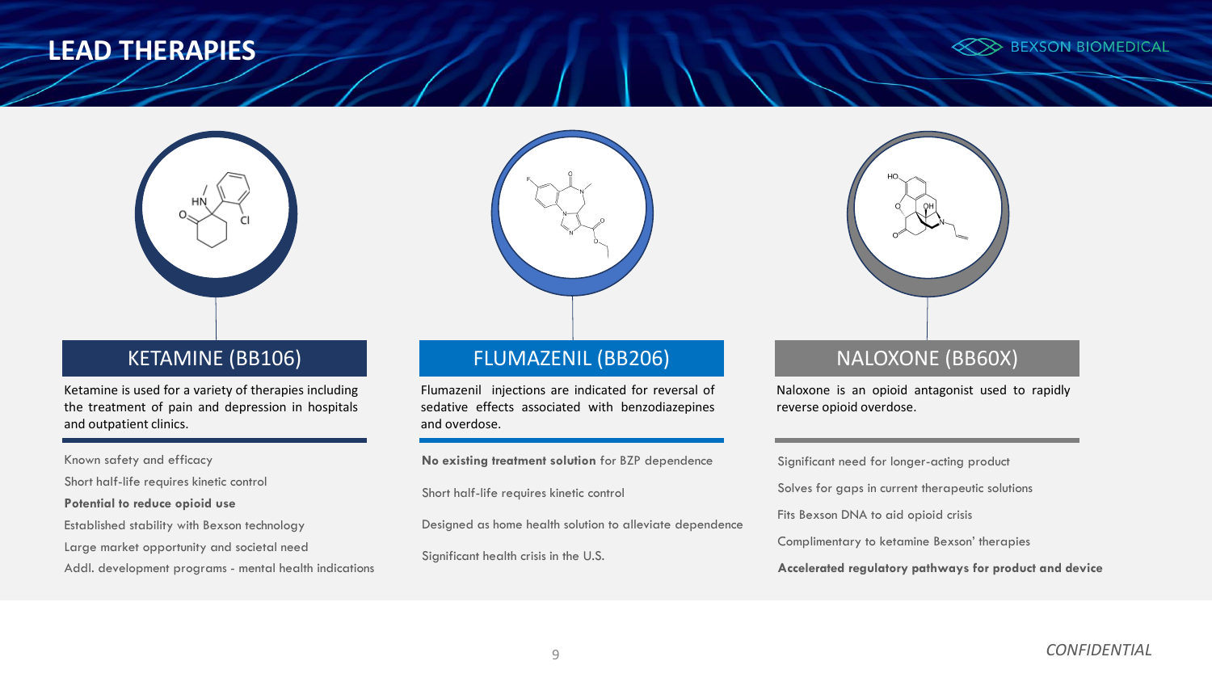# LEAD THERAPIES

## KETAMINE (BB106)

Ketamine is used for a variety of therapies including the treatment of pain and depression in hospitals and outpatient clinics.

- Known safety and efficacy
- Short half-life requires kinetic control
- **Potential to reduce opioid use**
- Established stability with Bexson technology
- Large market opportunity and societal need
- Addl. development programs - mental health indications

## FLUMAZENIL (BB206)

Flumazenil injections are indicated for reversal of sedative effects associated with benzodiazepines and overdose.

- **No existing treatment solution** for BZP dependence
- Short half-life requires kinetic control
- Designed as home health solution to alleviate dependence
- Significant health crisis in the U.S.

## NALOXONE (BB60X)

Naloxone is an opioid antagonist used to rapidly reverse opioid overdose.

- Significant need for longer-acting product
- Solves for gaps in current therapeutic solutions
- Fits Bexson DNA to aid opioid crisis
- Complimentary to ketamine Bexson' therapies
- **Accelerated regulatory pathways for product and device**

*CONFIDENTIAL*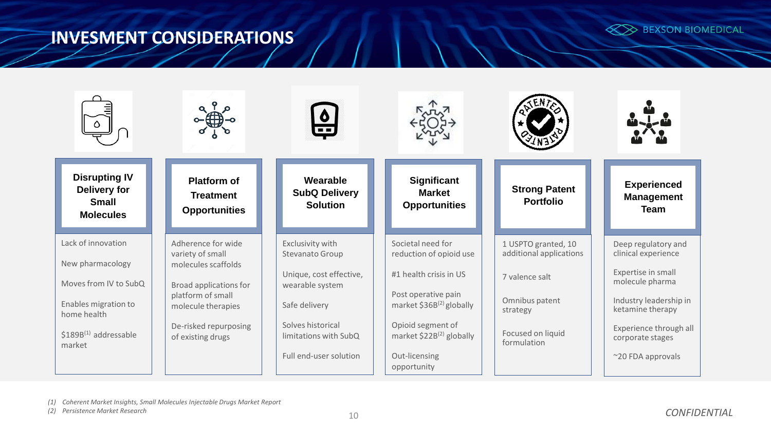# INVESMENT CONSIDERATIONS

### Disrupting IV Delivery for Small Molecules

- Lack of innovation
- New pharmacology
- Moves from IV to SubQ
- Enables migration to home health
- \$189B[1] addressable market

### Platform of Treatment Opportunities

- Adherence for wide variety of small molecules scaffolds
- Broad applications for platform of small molecule therapies
- De-risked repurposing of existing drugs

### Wearable SubQ Delivery Solution

- Exclusivity with Stevanato Group
- Unique, cost effective, wearable system
- Safe delivery
- Solves historical limitations with SubQ
- Full end-user solution

### Significant Market Opportunities

- Societal need for reduction of opioid use
- #1 health crisis in US
- Post operative pain market \$36B[2] globally
- Opioid segment of market \$22B[2] globally
- Out-licensing opportunity

### Strong Patent Portfolio

- 1 USPTO granted, 10 additional applications
- 7 valence salt
- Omnibus patent strategy
- Focused on liquid formulation

### Experienced Management Team

- Deep regulatory and clinical experience
- Expertise in small molecule pharma
- Industry leadership in ketamine therapy
- Experience through all corporate stages
- ~20 FDA approvals

*(1) Coherent Market Insights, Small Molecules Injectable Drugs Market Report*
*(2) Persistence Market Research*

*CONFIDENTIAL*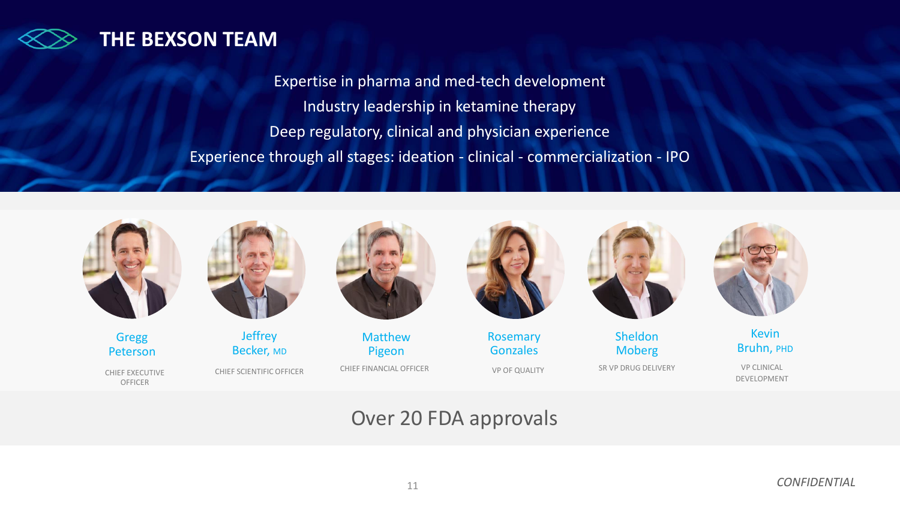# THE BEXSON TEAM

Expertise in pharma and med-tech development

Industry leadership in ketamine therapy

Deep regulatory, clinical and physician experience

Experience through all stages: ideation - clinical - commercialization - IPO

**Gregg Peterson**
CHIEF EXECUTIVE OFFICER

**Jeffrey Becker, MD**
CHIEF SCIENTIFIC OFFICER

**Matthew Pigeon**
CHIEF FINANCIAL OFFICER

**Rosemary Gonzales**
VP OF QUALITY

**Sheldon Moberg**
SR VP DRUG DELIVERY

**Kevin Bruhn, PHD**
VP CLINICAL DEVELOPMENT

Over 20 FDA approvals

*CONFIDENTIAL*